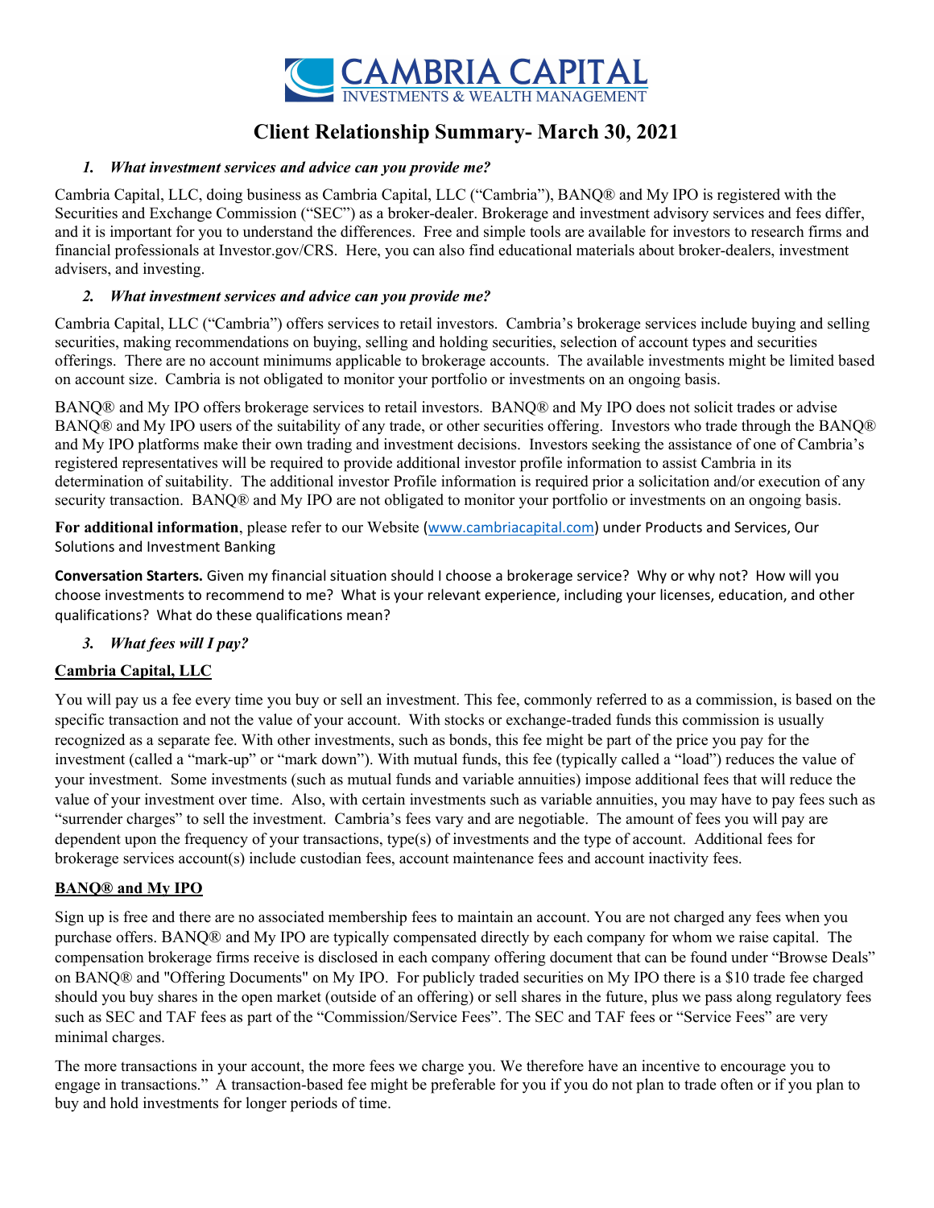# Client Relationship Summary- March 30, 2021

### *1. What investment services and advice can you provide me?*

Cambria Capital, LLC, doing business as Cambria Capital, LLC ("Cambria"), BANQ® and My IPO is registered with the Securities and Exchange Commission ("SEC") as a broker-dealer. Brokerage and investment advisory services and fees differ, and it is important for you to understand the differences. Free and simple tools are available for investors to research firms and financial professionals at Investor.gov/CRS. Here, you can also find educational materials about broker-dealers, investment advisers, and investing.

### *2. What investment services and advice can you provide me?*

Cambria Capital, LLC ("Cambria") offers services to retail investors. Cambria's brokerage services include buying and selling securities, making recommendations on buying, selling and holding securities, selection of account types and securities offerings. There are no account minimums applicable to brokerage accounts. The available investments might be limited based on account size. Cambria is not obligated to monitor your portfolio or investments on an ongoing basis.

BANQ® and My IPO offers brokerage services to retail investors. BANQ® and My IPO does not solicit trades or advise BANQ® and My IPO users of the suitability of any trade, or other securities offering. Investors who trade through the BANQ® and My IPO platforms make their own trading and investment decisions. Investors seeking the assistance of one of Cambria's registered representatives will be required to provide additional investor profile information to assist Cambria in its determination of suitability. The additional investor Profile information is required prior a solicitation and/or execution of any security transaction. BANQ® and My IPO are not obligated to monitor your portfolio or investments on an ongoing basis.

**For additional information**, please refer to our Website (www.cambriacapital.com) under Products and Services, Our Solutions and Investment Banking

**Conversation Starters.** Given my financial situation should I choose a brokerage service? Why or why not? How will you choose investments to recommend to me? What is your relevant experience, including your licenses, education, and other qualifications? What do these qualifications mean?

### *3. What fees will I pay?*

**Cambria Capital, LLC**

You will pay us a fee every time you buy or sell an investment. This fee, commonly referred to as a commission, is based on the specific transaction and not the value of your account. With stocks or exchange-traded funds this commission is usually recognized as a separate fee. With other investments, such as bonds, this fee might be part of the price you pay for the investment (called a "mark-up" or "mark down"). With mutual funds, this fee (typically called a "load") reduces the value of your investment. Some investments (such as mutual funds and variable annuities) impose additional fees that will reduce the value of your investment over time. Also, with certain investments such as variable annuities, you may have to pay fees such as "surrender charges" to sell the investment. Cambria's fees vary and are negotiable. The amount of fees you will pay are dependent upon the frequency of your transactions, type(s) of investments and the type of account. Additional fees for brokerage services account(s) include custodian fees, account maintenance fees and account inactivity fees.

**BANQ® and My IPO**

Sign up is free and there are no associated membership fees to maintain an account. You are not charged any fees when you purchase offers. BANQ® and My IPO are typically compensated directly by each company for whom we raise capital. The compensation brokerage firms receive is disclosed in each company offering document that can be found under "Browse Deals" on BANQ® and "Offering Documents" on My IPO. For publicly traded securities on My IPO there is a $10 trade fee charged should you buy shares in the open market (outside of an offering) or sell shares in the future, plus we pass along regulatory fees such as SEC and TAF fees as part of the "Commission/Service Fees". The SEC and TAF fees or "Service Fees" are very minimal charges.

The more transactions in your account, the more fees we charge you. We therefore have an incentive to encourage you to engage in transactions." A transaction-based fee might be preferable for you if you do not plan to trade often or if you plan to buy and hold investments for longer periods of time.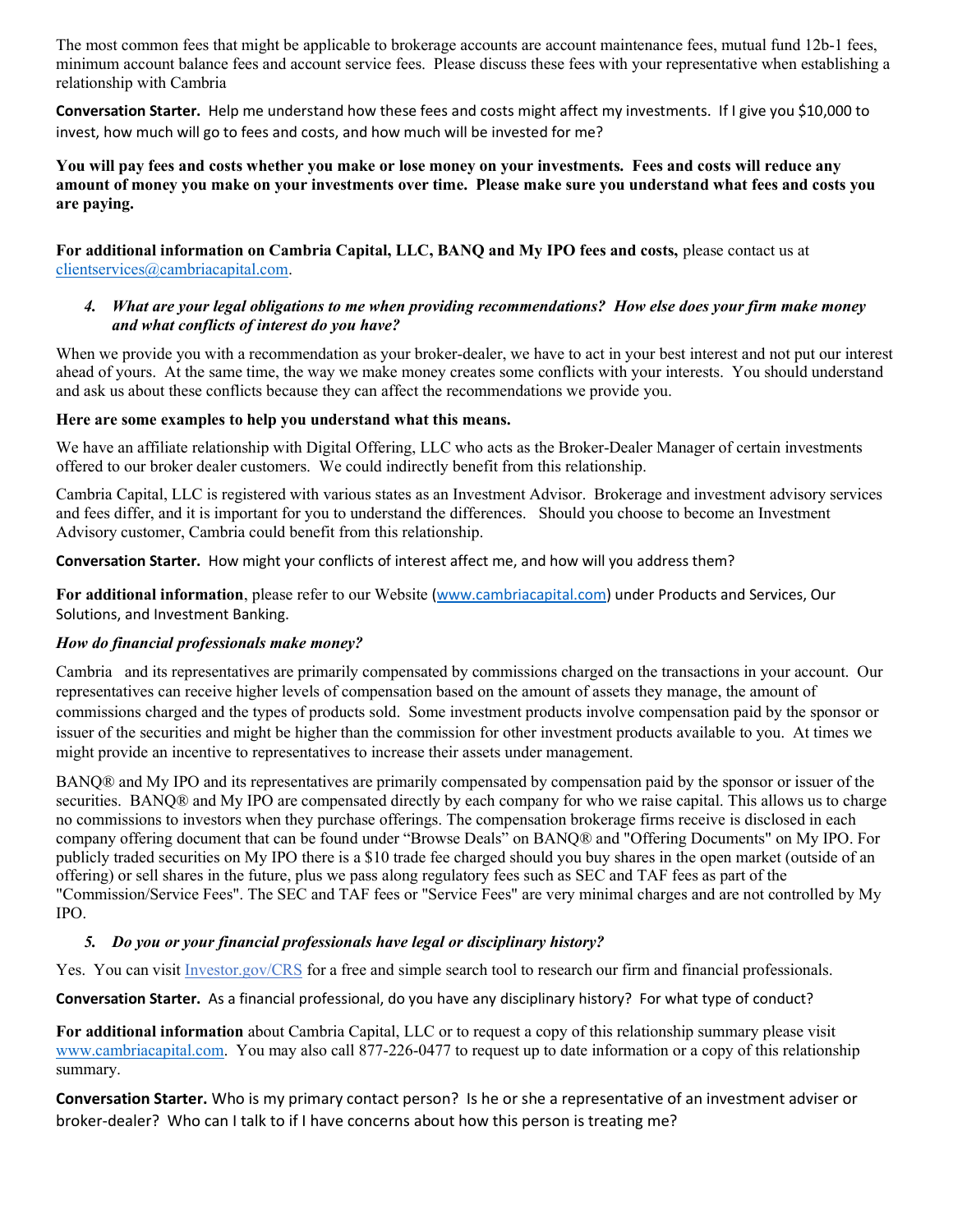The most common fees that might be applicable to brokerage accounts are account maintenance fees, mutual fund 12b-1 fees, minimum account balance fees and account service fees. Please discuss these fees with your representative when establishing a relationship with Cambria

**Conversation Starter.** Help me understand how these fees and costs might affect my investments. If I give you $10,000 to invest, how much will go to fees and costs, and how much will be invested for me?

**You will pay fees and costs whether you make or lose money on your investments. Fees and costs will reduce any amount of money you make on your investments over time. Please make sure you understand what fees and costs you are paying.**

**For additional information on Cambria Capital, LLC, BANQ and My IPO fees and costs,** please contact us at clientservices@cambriacapital.com.

4. ***What are your legal obligations to me when providing recommendations? How else does your firm make money and what conflicts of interest do you have?***

When we provide you with a recommendation as your broker-dealer, we have to act in your best interest and not put our interest ahead of yours. At the same time, the way we make money creates some conflicts with your interests. You should understand and ask us about these conflicts because they can affect the recommendations we provide you.

**Here are some examples to help you understand what this means.**

We have an affiliate relationship with Digital Offering, LLC who acts as the Broker-Dealer Manager of certain investments offered to our broker dealer customers. We could indirectly benefit from this relationship.

Cambria Capital, LLC is registered with various states as an Investment Advisor. Brokerage and investment advisory services and fees differ, and it is important for you to understand the differences. Should you choose to become an Investment Advisory customer, Cambria could benefit from this relationship.

**Conversation Starter.** How might your conflicts of interest affect me, and how will you address them?

**For additional information**, please refer to our Website (www.cambriacapital.com) under Products and Services, Our Solutions, and Investment Banking.

***How do financial professionals make money?***

Cambria and its representatives are primarily compensated by commissions charged on the transactions in your account. Our representatives can receive higher levels of compensation based on the amount of assets they manage, the amount of commissions charged and the types of products sold. Some investment products involve compensation paid by the sponsor or issuer of the securities and might be higher than the commission for other investment products available to you. At times we might provide an incentive to representatives to increase their assets under management.

BANQ® and My IPO and its representatives are primarily compensated by compensation paid by the sponsor or issuer of the securities. BANQ® and My IPO are compensated directly by each company for who we raise capital. This allows us to charge no commissions to investors when they purchase offerings. The compensation brokerage firms receive is disclosed in each company offering document that can be found under "Browse Deals" on BANQ® and "Offering Documents" on My IPO. For publicly traded securities on My IPO there is a $10 trade fee charged should you buy shares in the open market (outside of an offering) or sell shares in the future, plus we pass along regulatory fees such as SEC and TAF fees as part of the "Commission/Service Fees". The SEC and TAF fees or "Service Fees" are very minimal charges and are not controlled by My IPO.

5. ***Do you or your financial professionals have legal or disciplinary history?***

Yes. You can visit Investor.gov/CRS for a free and simple search tool to research our firm and financial professionals.

**Conversation Starter.** As a financial professional, do you have any disciplinary history? For what type of conduct?

**For additional information** about Cambria Capital, LLC or to request a copy of this relationship summary please visit www.cambriacapital.com. You may also call 877-226-0477 to request up to date information or a copy of this relationship summary.

**Conversation Starter.** Who is my primary contact person? Is he or she a representative of an investment adviser or broker-dealer? Who can I talk to if I have concerns about how this person is treating me?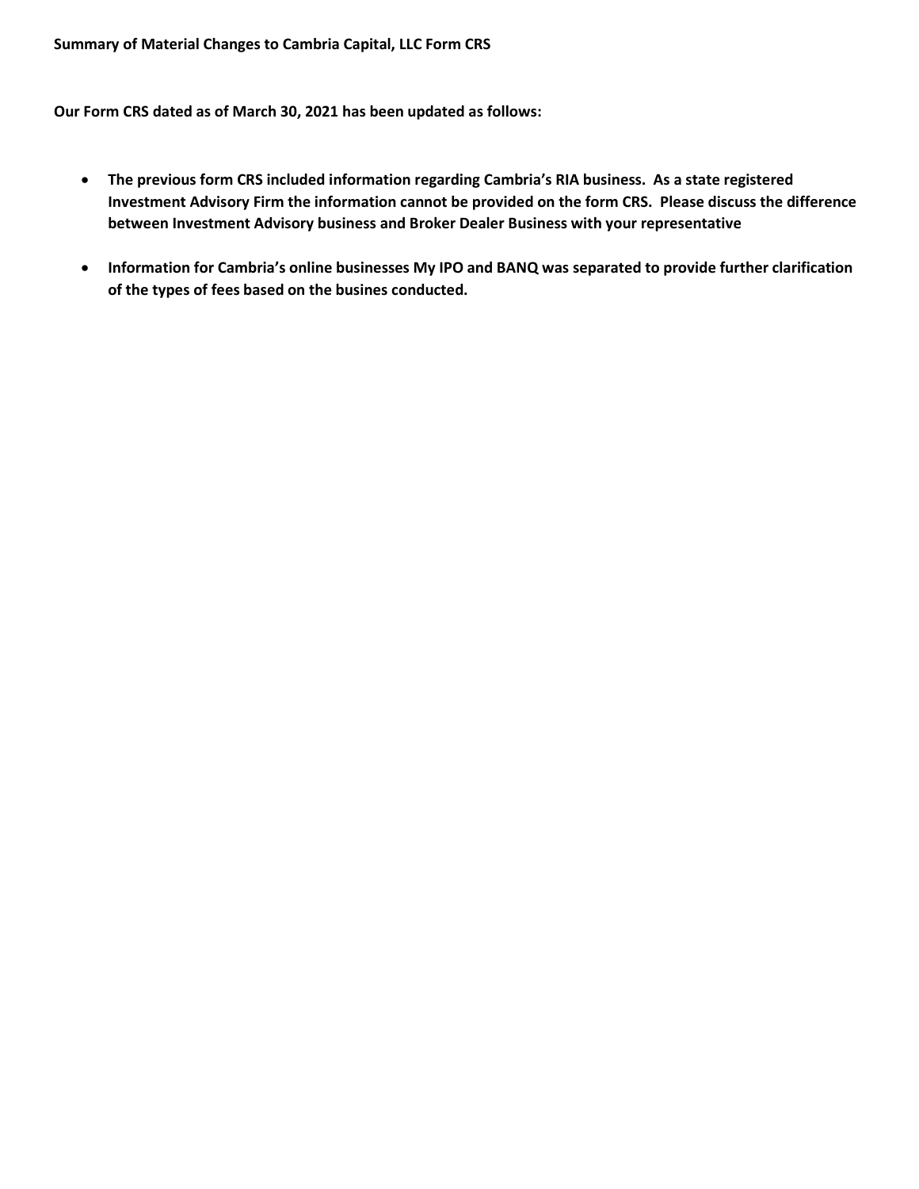**Summary of Material Changes to Cambria Capital, LLC Form CRS**

**Our Form CRS dated as of March 30, 2021 has been updated as follows:**

- **The previous form CRS included information regarding Cambria's RIA business. As a state registered Investment Advisory Firm the information cannot be provided on the form CRS. Please discuss the difference between Investment Advisory business and Broker Dealer Business with your representative**
- **Information for Cambria's online businesses My IPO and BANQ was separated to provide further clarification of the types of fees based on the busines conducted.**